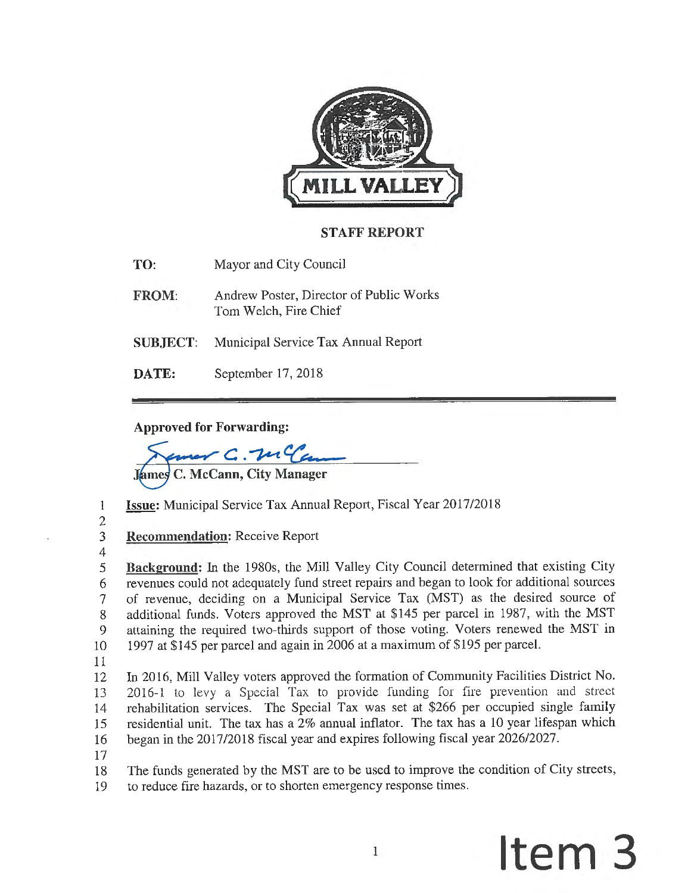MILL VALLEY

## STAFF REPORT

**TO:** Mayor and City Council

**FROM:** Andrew Poster, Director of Public Works
Tom Welch, Fire Chief

**SUBJECT:** Municipal Service Tax Annual Report

**DATE:** September 17, 2018

---

**Approved for Forwarding:**

**James C. McCann, City Manager**

**Issue:** Municipal Service Tax Annual Report, Fiscal Year 2017/2018

**Recommendation:** Receive Report

**Background:** In the 1980s, the Mill Valley City Council determined that existing City revenues could not adequately fund street repairs and began to look for additional sources of revenue, deciding on a Municipal Service Tax (MST) as the desired source of additional funds. Voters approved the MST at $145 per parcel in 1987, with the MST attaining the required two-thirds support of those voting. Voters renewed the MST in 1997 at $145 per parcel and again in 2006 at a maximum of $195 per parcel.

In 2016, Mill Valley voters approved the formation of Community Facilities District No. 2016-1 to levy a Special Tax to provide funding for fire prevention and street rehabilitation services. The Special Tax was set at $266 per occupied single family residential unit. The tax has a 2% annual inflator. The tax has a 10 year lifespan which began in the 2017/2018 fiscal year and expires following fiscal year 2026/2027.

The funds generated by the MST are to be used to improve the condition of City streets, to reduce fire hazards, or to shorten emergency response times.

Item 3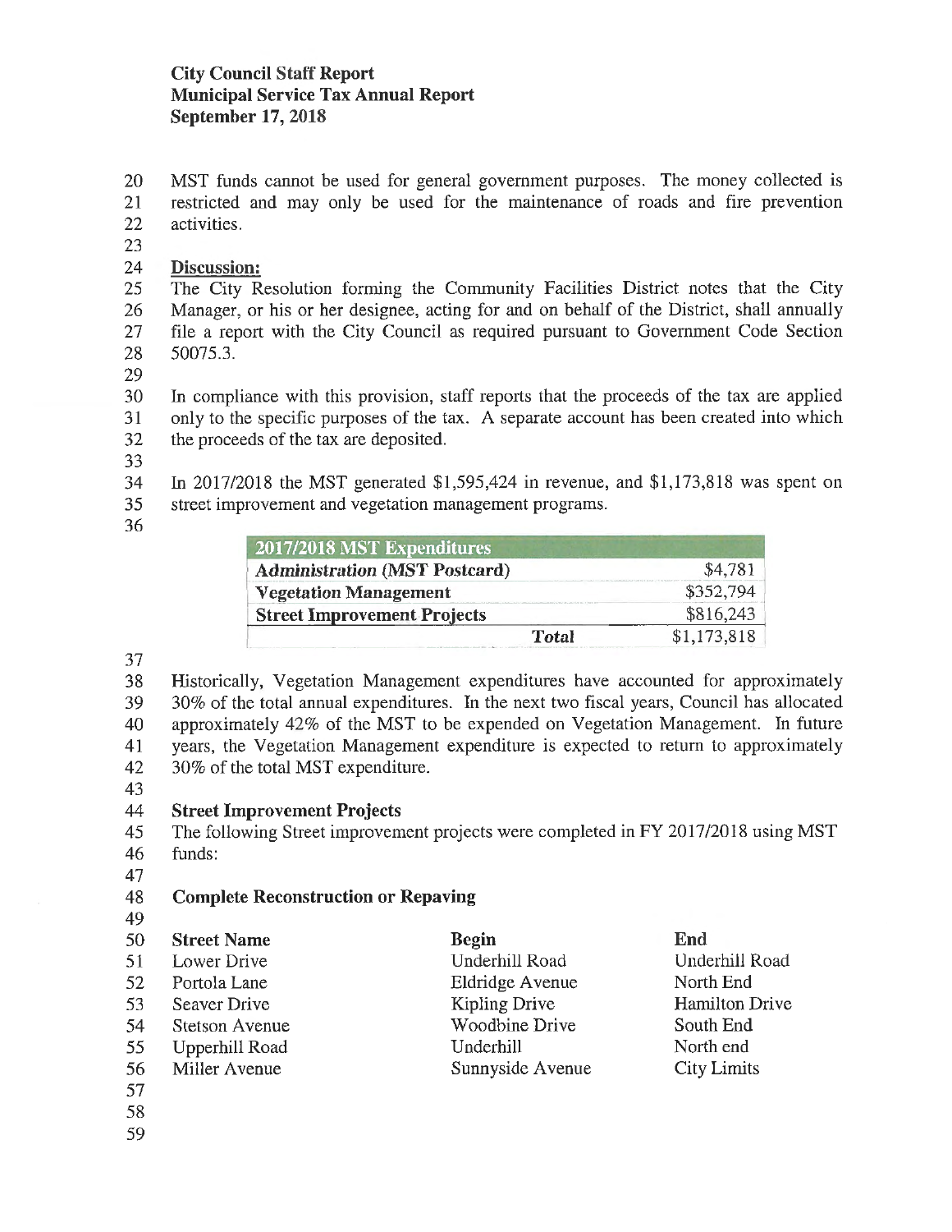**City Council Staff Report**
**Municipal Service Tax Annual Report**
**September 17, 2018**

MST funds cannot be used for general government purposes. The money collected is restricted and may only be used for the maintenance of roads and fire prevention activities.

## Discussion:

The City Resolution forming the Community Facilities District notes that the City Manager, or his or her designee, acting for and on behalf of the District, shall annually file a report with the City Council as required pursuant to Government Code Section 50075.3.

In compliance with this provision, staff reports that the proceeds of the tax are applied only to the specific purposes of the tax. A separate account has been created into which the proceeds of the tax are deposited.

In 2017/2018 the MST generated $1,595,424 in revenue, and $1,173,818 was spent on street improvement and vegetation management programs.

| 2017/2018 MST Expenditures | |
|---|---|
| **Administration (MST Postcard)** | $4,781 |
| **Vegetation Management** | $352,794 |
| **Street Improvement Projects** | $816,243 |
| ***Total*** | $1,173,818 |

Historically, Vegetation Management expenditures have accounted for approximately 30% of the total annual expenditures. In the next two fiscal years, Council has allocated approximately 42% of the MST to be expended on Vegetation Management. In future years, the Vegetation Management expenditure is expected to return to approximately 30% of the total MST expenditure.

### Street Improvement Projects

The following Street improvement projects were completed in FY 2017/2018 using MST funds:

### Complete Reconstruction or Repaving

| Street Name | Begin | End |
|---|---|---|
| Lower Drive | Underhill Road | Underhill Road |
| Portola Lane | Eldridge Avenue | North End |
| Seaver Drive | Kipling Drive | Hamilton Drive |
| Stetson Avenue | Woodbine Drive | South End |
| Upperhill Road | Underhill | North end |
| Miller Avenue | Sunnyside Avenue | City Limits |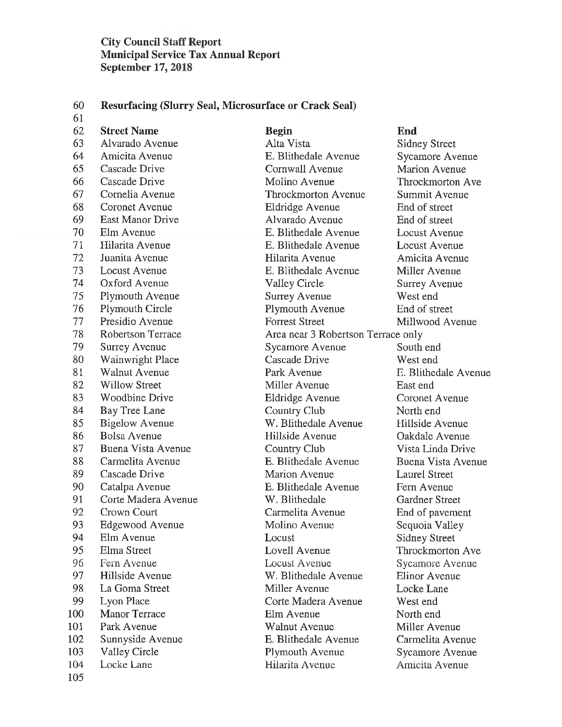**City Council Staff Report**
**Municipal Service Tax Annual Report**
**September 17, 2018**

**Resurfacing (Slurry Seal, Microsurface or Crack Seal)**

| Street Name | Begin | End |
|---|---|---|
| Alvarado Avenue | Alta Vista | Sidney Street |
| Amicita Avenue | E. Blithedale Avenue | Sycamore Avenue |
| Cascade Drive | Cornwall Avenue | Marion Avenue |
| Cascade Drive | Molino Avenue | Throckmorton Ave |
| Cornelia Avenue | Throckmorton Avenue | Summit Avenue |
| Coronet Avenue | Eldridge Avenue | End of street |
| East Manor Drive | Alvarado Avenue | End of street |
| Elm Avenue | E. Blithedale Avenue | Locust Avenue |
| Hilarita Avenue | E. Blithedale Avenue | Locust Avenue |
| Juanita Avenue | Hilarita Avenue | Amicita Avenue |
| Locust Avenue | E. Blithedale Avenue | Miller Avenue |
| Oxford Avenue | Valley Circle | Surrey Avenue |
| Plymouth Avenue | Surrey Avenue | West end |
| Plymouth Circle | Plymouth Avenue | End of street |
| Presidio Avenue | Forrest Street | Millwood Avenue |
| Robertson Terrace | Area near 3 Robertson Terrace only | |
| Surrey Avenue | Sycamore Avenue | South end |
| Wainwright Place | Cascade Drive | West end |
| Walnut Avenue | Park Avenue | E. Blithedale Avenue |
| Willow Street | Miller Avenue | East end |
| Woodbine Drive | Eldridge Avenue | Coronet Avenue |
| Bay Tree Lane | Country Club | North end |
| Bigelow Avenue | W. Blithedale Avenue | Hillside Avenue |
| Bolsa Avenue | Hillside Avenue | Oakdale Avenue |
| Buena Vista Avenue | Country Club | Vista Linda Drive |
| Carmelita Avenue | E. Blithedale Avenue | Buena Vista Avenue |
| Cascade Drive | Marion Avenue | Laurel Street |
| Catalpa Avenue | E. Blithedale Avenue | Fern Avenue |
| Corte Madera Avenue | W. Blithedale | Gardner Street |
| Crown Court | Carmelita Avenue | End of pavement |
| Edgewood Avenue | Molino Avenue | Sequoia Valley |
| Elm Avenue | Locust | Sidney Street |
| Elma Street | Lovell Avenue | Throckmorton Ave |
| Fern Avenue | Locust Avenue | Sycamore Avenue |
| Hillside Avenue | W. Blithedale Avenue | Elinor Avenue |
| La Goma Street | Miller Avenue | Locke Lane |
| Lyon Place | Corte Madera Avenue | West end |
| Manor Terrace | Elm Avenue | North end |
| Park Avenue | Walnut Avenue | Miller Avenue |
| Sunnyside Avenue | E. Blithedale Avenue | Carmelita Avenue |
| Valley Circle | Plymouth Avenue | Sycamore Avenue |
| Locke Lane | Hilarita Avenue | Amicita Avenue |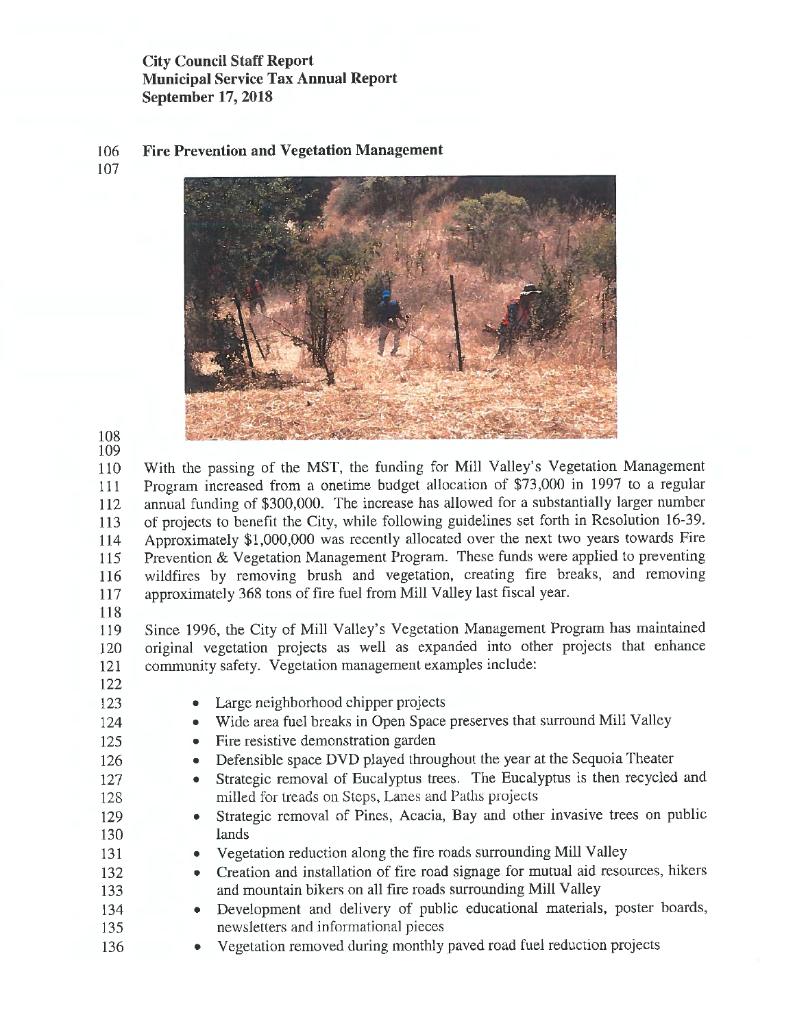## Fire Prevention and Vegetation Management

With the passing of the MST, the funding for Mill Valley's Vegetation Management Program increased from a onetime budget allocation of $73,000 in 1997 to a regular annual funding of $300,000. The increase has allowed for a substantially larger number of projects to benefit the City, while following guidelines set forth in Resolution 16-39. Approximately $1,000,000 was recently allocated over the next two years towards Fire Prevention & Vegetation Management Program. These funds were applied to preventing wildfires by removing brush and vegetation, creating fire breaks, and removing approximately 368 tons of fire fuel from Mill Valley last fiscal year.

Since 1996, the City of Mill Valley's Vegetation Management Program has maintained original vegetation projects as well as expanded into other projects that enhance community safety. Vegetation management examples include:

- Large neighborhood chipper projects
- Wide area fuel breaks in Open Space preserves that surround Mill Valley
- Fire resistive demonstration garden
- Defensible space DVD played throughout the year at the Sequoia Theater
- Strategic removal of Eucalyptus trees. The Eucalyptus is then recycled and milled for treads on Steps, Lanes and Paths projects
- Strategic removal of Pines, Acacia, Bay and other invasive trees on public lands
- Vegetation reduction along the fire roads surrounding Mill Valley
- Creation and installation of fire road signage for mutual aid resources, hikers and mountain bikers on all fire roads surrounding Mill Valley
- Development and delivery of public educational materials, poster boards, newsletters and informational pieces
- Vegetation removed during monthly paved road fuel reduction projects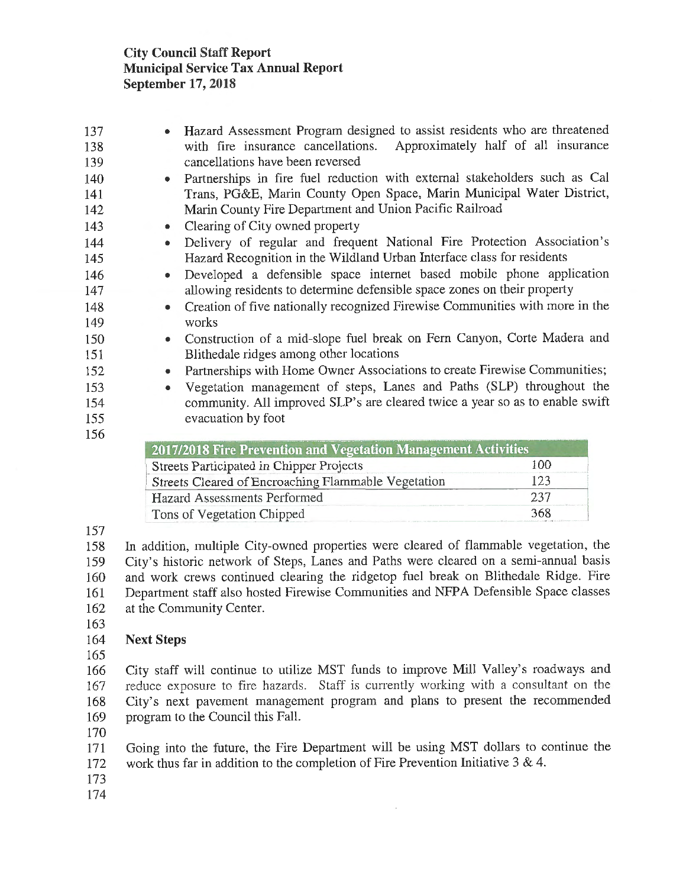- Hazard Assessment Program designed to assist residents who are threatened with fire insurance cancellations. Approximately half of all insurance cancellations have been reversed
- Partnerships in fire fuel reduction with external stakeholders such as Cal Trans, PG&E, Marin County Open Space, Marin Municipal Water District, Marin County Fire Department and Union Pacific Railroad
- Clearing of City owned property
- Delivery of regular and frequent National Fire Protection Association's Hazard Recognition in the Wildland Urban Interface class for residents
- Developed a defensible space internet based mobile phone application allowing residents to determine defensible space zones on their property
- Creation of five nationally recognized Firewise Communities with more in the works
- Construction of a mid-slope fuel break on Fern Canyon, Corte Madera and Blithedale ridges among other locations
- Partnerships with Home Owner Associations to create Firewise Communities;
- Vegetation management of steps, Lanes and Paths (SLP) throughout the community. All improved SLP's are cleared twice a year so as to enable swift evacuation by foot

| 2017/2018 Fire Prevention and Vegetation Management Activities | |
|---|---|
| Streets Participated in Chipper Projects | 100 |
| Streets Cleared of Encroaching Flammable Vegetation | 123 |
| Hazard Assessments Performed | 237 |
| Tons of Vegetation Chipped | 368 |

In addition, multiple City-owned properties were cleared of flammable vegetation, the City's historic network of Steps, Lanes and Paths were cleared on a semi-annual basis and work crews continued clearing the ridgetop fuel break on Blithedale Ridge. Fire Department staff also hosted Firewise Communities and NFPA Defensible Space classes at the Community Center.

**Next Steps**

City staff will continue to utilize MST funds to improve Mill Valley's roadways and reduce exposure to fire hazards. Staff is currently working with a consultant on the City's next pavement management program and plans to present the recommended program to the Council this Fall.

Going into the future, the Fire Department will be using MST dollars to continue the work thus far in addition to the completion of Fire Prevention Initiative 3 & 4.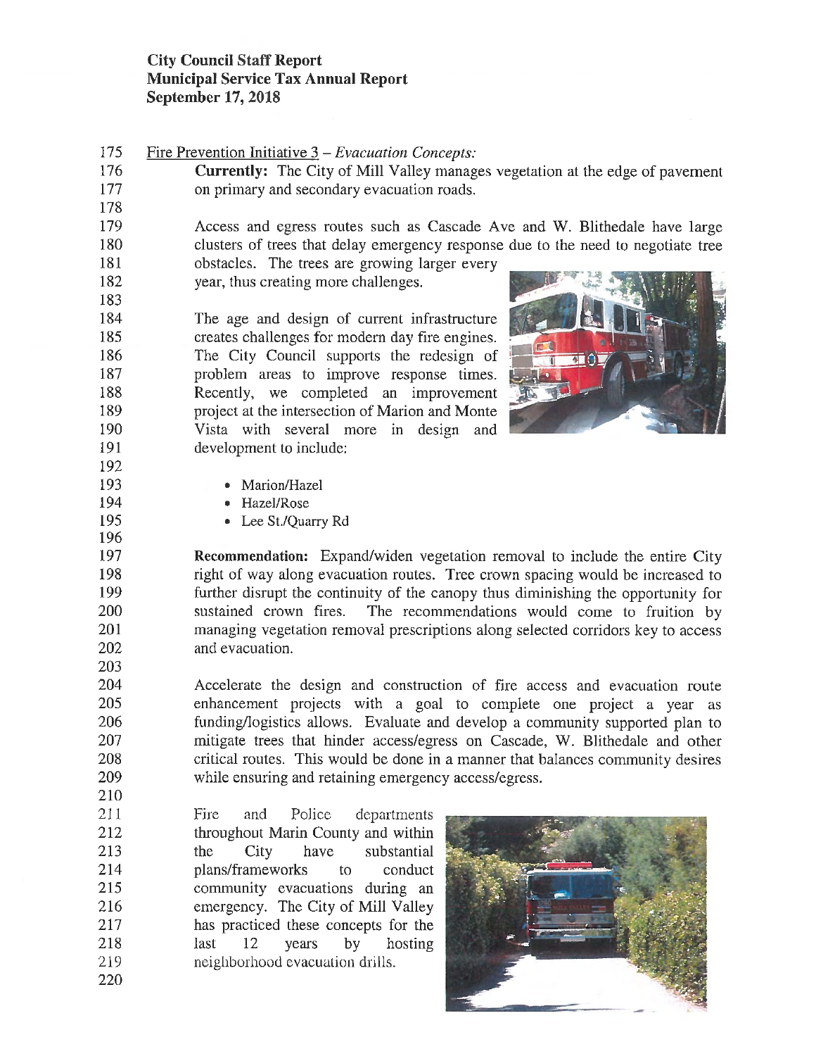Fire Prevention Initiative 3 – *Evacuation Concepts:*

**Currently:** The City of Mill Valley manages vegetation at the edge of pavement on primary and secondary evacuation roads.

Access and egress routes such as Cascade Ave and W. Blithedale have large clusters of trees that delay emergency response due to the need to negotiate tree obstacles. The trees are growing larger every year, thus creating more challenges.

The age and design of current infrastructure creates challenges for modern day fire engines. The City Council supports the redesign of problem areas to improve response times. Recently, we completed an improvement project at the intersection of Marion and Monte Vista with several more in design and development to include:

- Marion/Hazel
- Hazel/Rose
- Lee St./Quarry Rd

**Recommendation:** Expand/widen vegetation removal to include the entire City right of way along evacuation routes. Tree crown spacing would be increased to further disrupt the continuity of the canopy thus diminishing the opportunity for sustained crown fires. The recommendations would come to fruition by managing vegetation removal prescriptions along selected corridors key to access and evacuation.

Accelerate the design and construction of fire access and evacuation route enhancement projects with a goal to complete one project a year as funding/logistics allows. Evaluate and develop a community supported plan to mitigate trees that hinder access/egress on Cascade, W. Blithedale and other critical routes. This would be done in a manner that balances community desires while ensuring and retaining emergency access/egress.

Fire and Police departments throughout Marin County and within the City have substantial plans/frameworks to conduct community evacuations during an emergency. The City of Mill Valley has practiced these concepts for the last 12 years by hosting neighborhood evacuation drills.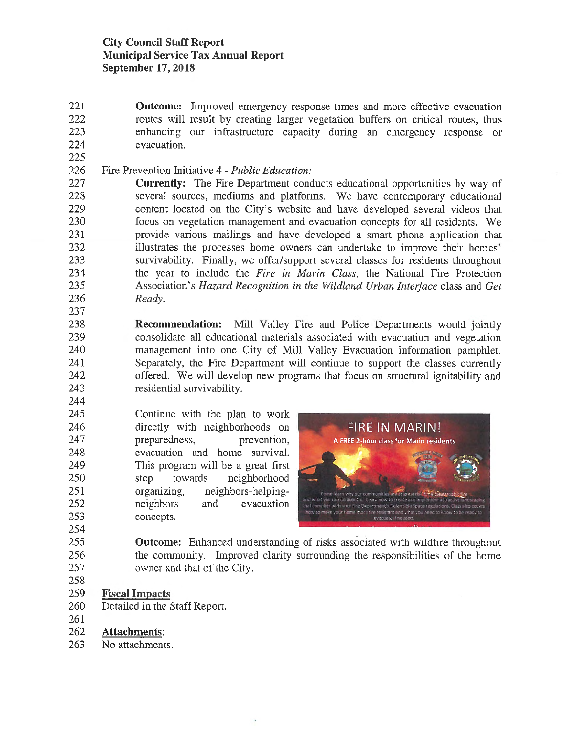**Outcome:** Improved emergency response times and more effective evacuation routes will result by creating larger vegetation buffers on critical routes, thus enhancing our infrastructure capacity during an emergency response or evacuation.

Fire Prevention Initiative 4 - *Public Education:*

**Currently:** The Fire Department conducts educational opportunities by way of several sources, mediums and platforms. We have contemporary educational content located on the City's website and have developed several videos that focus on vegetation management and evacuation concepts for all residents. We provide various mailings and have developed a smart phone application that illustrates the processes home owners can undertake to improve their homes' survivability. Finally, we offer/support several classes for residents throughout the year to include the *Fire in Marin Class,* the National Fire Protection Association's *Hazard Recognition in the Wildland Urban Interface* class and *Get Ready.*

**Recommendation:** Mill Valley Fire and Police Departments would jointly consolidate all educational materials associated with evacuation and vegetation management into one City of Mill Valley Evacuation information pamphlet. Separately, the Fire Department will continue to support the classes currently offered. We will develop new programs that focus on structural ignitability and residential survivability.

Continue with the plan to work directly with neighborhoods on preparedness, prevention, evacuation and home survival. This program will be a great first step towards neighborhood organizing, neighbors-helping-neighbors and evacuation concepts.

FIRE IN MARIN!
A FREE 2-hour class for Marin residents

**Outcome:** Enhanced understanding of risks associated with wildfire throughout the community. Improved clarity surrounding the responsibilities of the home owner and that of the City.

## Fiscal Impacts

Detailed in the Staff Report.

## Attachments:

No attachments.